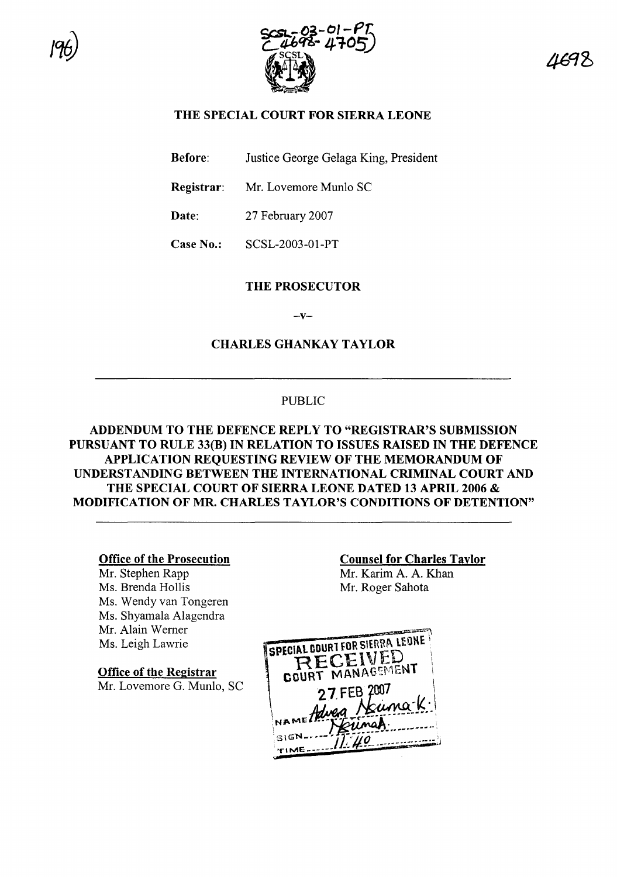# THE SPECIAL COURT FOR SIERRA LEONE

**Before**: Justice George Gelaga King, President

**Registrar**: Mr. Lovemore Munlo SC

**Date**: 27 February 2007

**Case No.**: SCSL-2003-01-PT

## THE PROSECUTOR

–v–

## CHARLES GHANKAY TAYLOR

PUBLIC

## ADDENDUM TO THE DEFENCE REPLY TO "REGISTRAR'S SUBMISSION PURSUANT TO RULE 33(B) IN RELATION TO ISSUES RAISED IN THE DEFENCE APPLICATION REQUESTING REVIEW OF THE MEMORANDUM OF UNDERSTANDING BETWEEN THE INTERNATIONAL CRIMINAL COURT AND THE SPECIAL COURT OF SIERRA LEONE DATED 13 APRIL 2006 & MODIFICATION OF MR. CHARLES TAYLOR'S CONDITIONS OF DETENTION"

**Office of the Prosecution**
Mr. Stephen Rapp
Ms. Brenda Hollis
Ms. Wendy van Tongeren
Ms. Shyamala Alagendra
Mr. Alain Werner
Ms. Leigh Lawrie

**Office of the Registrar**
Mr. Lovemore G. Munlo, SC

**Counsel for Charles Taylor**
Mr. Karim A. A. Khan
Mr. Roger Sahota

SPECIAL COURT FOR SIERRA LEONE
RECEIVED
COURT MANAGEMENT
27 FEB 2007
NAME Advea Nkuma-K.
SIGN Nkumah.
TIME 11:40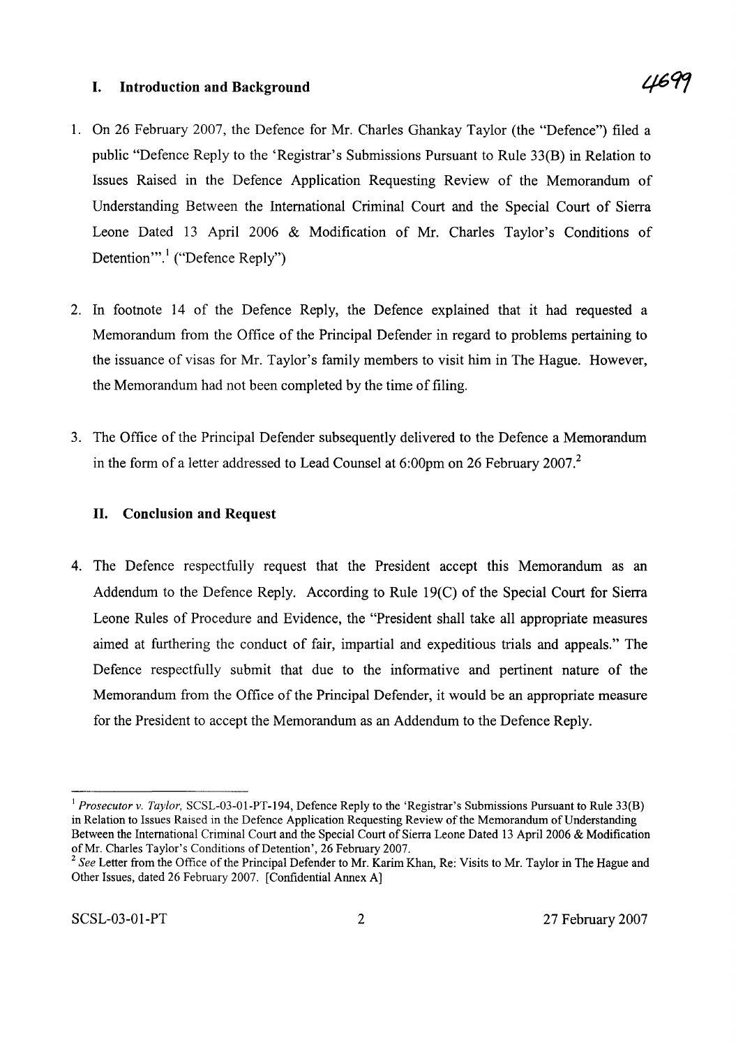## I. Introduction and Background

1. On 26 February 2007, the Defence for Mr. Charles Ghankay Taylor (the "Defence") filed a public "Defence Reply to the 'Registrar's Submissions Pursuant to Rule 33(B) in Relation to Issues Raised in the Defence Application Requesting Review of the Memorandum of Understanding Between the International Criminal Court and the Special Court of Sierra Leone Dated 13 April 2006 & Modification of Mr. Charles Taylor's Conditions of Detention'".[1] ("Defence Reply")

2. In footnote 14 of the Defence Reply, the Defence explained that it had requested a Memorandum from the Office of the Principal Defender in regard to problems pertaining to the issuance of visas for Mr. Taylor's family members to visit him in The Hague. However, the Memorandum had not been completed by the time of filing.

3. The Office of the Principal Defender subsequently delivered to the Defence a Memorandum in the form of a letter addressed to Lead Counsel at 6:00pm on 26 February 2007.[2]

## II. Conclusion and Request

4. The Defence respectfully request that the President accept this Memorandum as an Addendum to the Defence Reply. According to Rule 19(C) of the Special Court for Sierra Leone Rules of Procedure and Evidence, the "President shall take all appropriate measures aimed at furthering the conduct of fair, impartial and expeditious trials and appeals." The Defence respectfully submit that due to the informative and pertinent nature of the Memorandum from the Office of the Principal Defender, it would be an appropriate measure for the President to accept the Memorandum as an Addendum to the Defence Reply.

---

[1] *Prosecutor v. Taylor,* SCSL-03-01-PT-194, Defence Reply to the 'Registrar's Submissions Pursuant to Rule 33(B) in Relation to Issues Raised in the Defence Application Requesting Review of the Memorandum of Understanding Between the International Criminal Court and the Special Court of Sierra Leone Dated 13 April 2006 & Modification of Mr. Charles Taylor's Conditions of Detention', 26 February 2007.

[2] *See* Letter from the Office of the Principal Defender to Mr. Karim Khan, Re: Visits to Mr. Taylor in The Hague and Other Issues, dated 26 February 2007. [Confidential Annex A]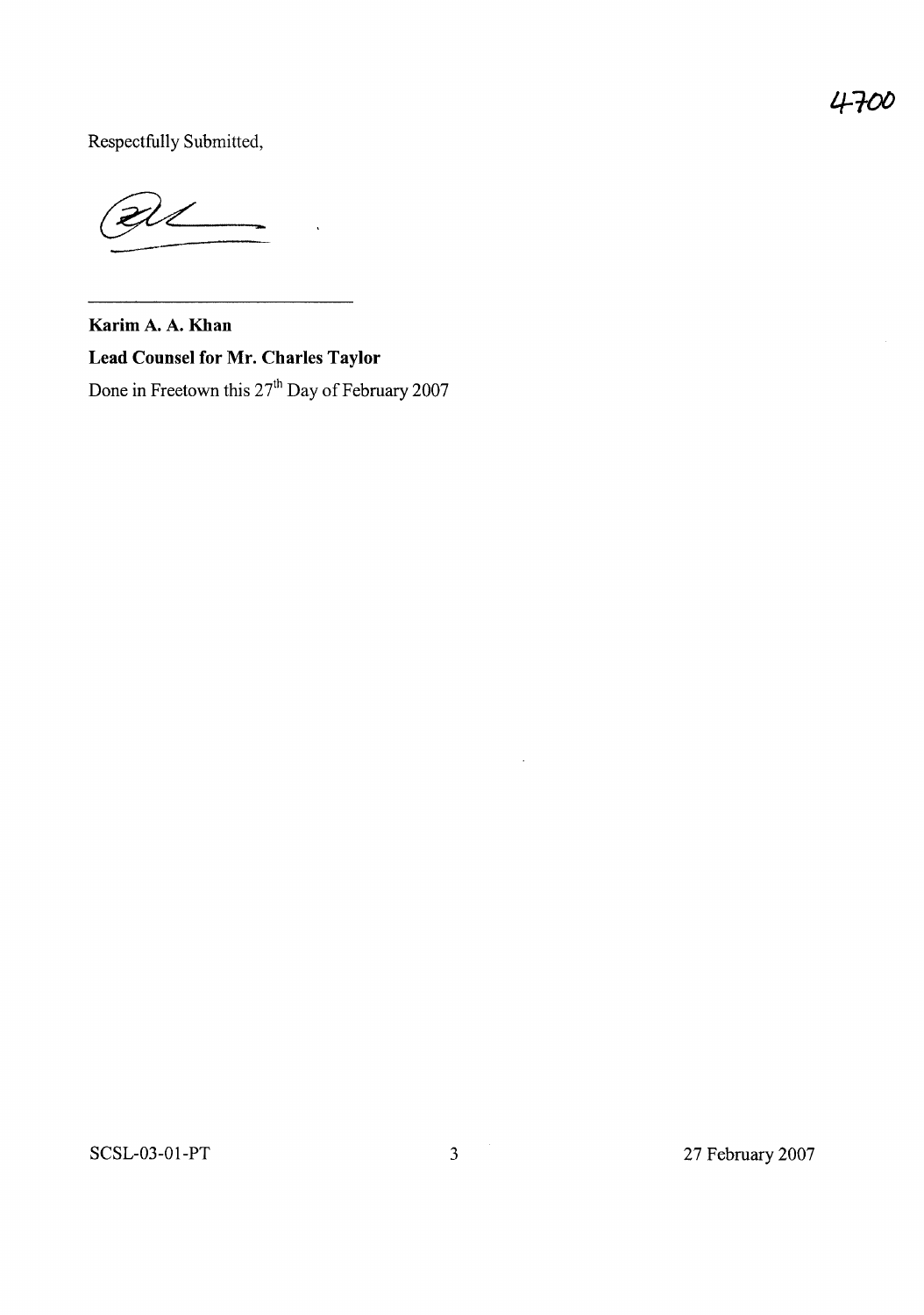Respectfully Submitted,

**Karim A. A. Khan**

**Lead Counsel for Mr. Charles Taylor**

Done in Freetown this 27th Day of February 2007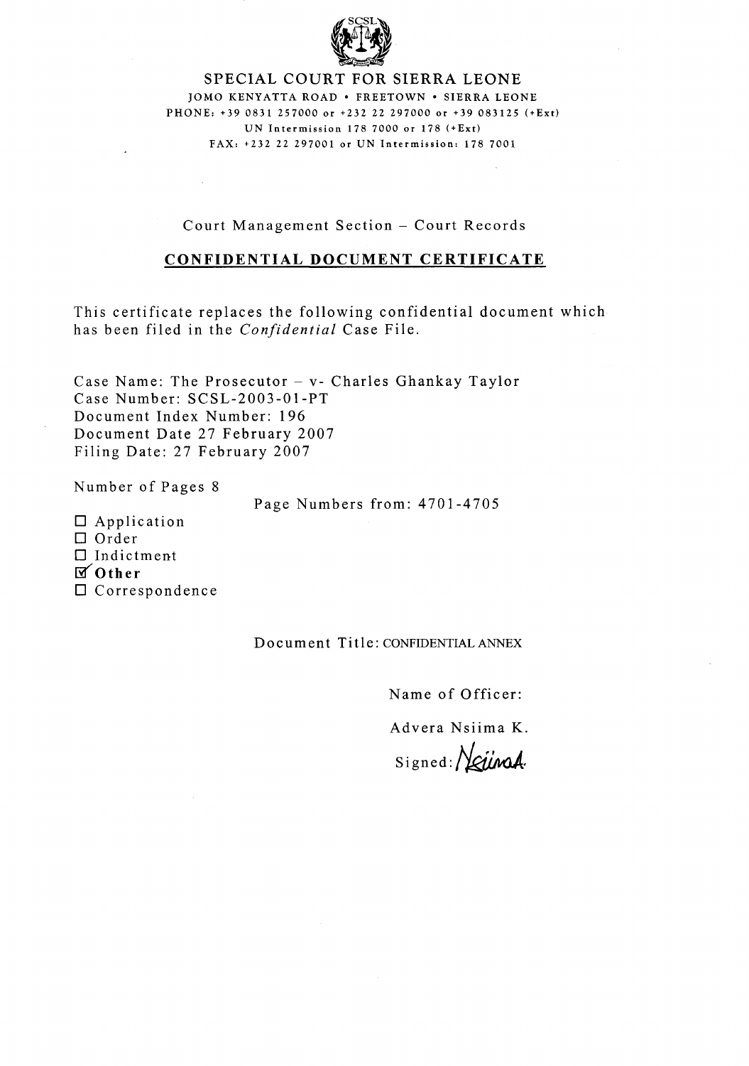# SPECIAL COURT FOR SIERRA LEONE

JOMO KENYATTA ROAD • FREETOWN • SIERRA LEONE
PHONE: +39 0831 257000 or +232 22 297000 or +39 083125 (+Ext)
UN Intermission 178 7000 or 178 (+Ext)
FAX: +232 22 297001 or UN Intermission: 178 7001

Court Management Section – Court Records

## CONFIDENTIAL DOCUMENT CERTIFICATE

This certificate replaces the following confidential document which has been filed in the *Confidential* Case File.

Case Name: The Prosecutor – v- Charles Ghankay Taylor
Case Number: SCSL-2003-01-PT
Document Index Number: 196
Document Date 27 February 2007
Filing Date: 27 February 2007

Number of Pages 8

Page Numbers from: 4701-4705

- ☐ Application
- ☐ Order
- ☐ Indictment
- ☑ **Other**
- ☐ Correspondence

Document Title: CONFIDENTIAL ANNEX

Name of Officer:

Advera Nsiima K.

Signed: Nsiima